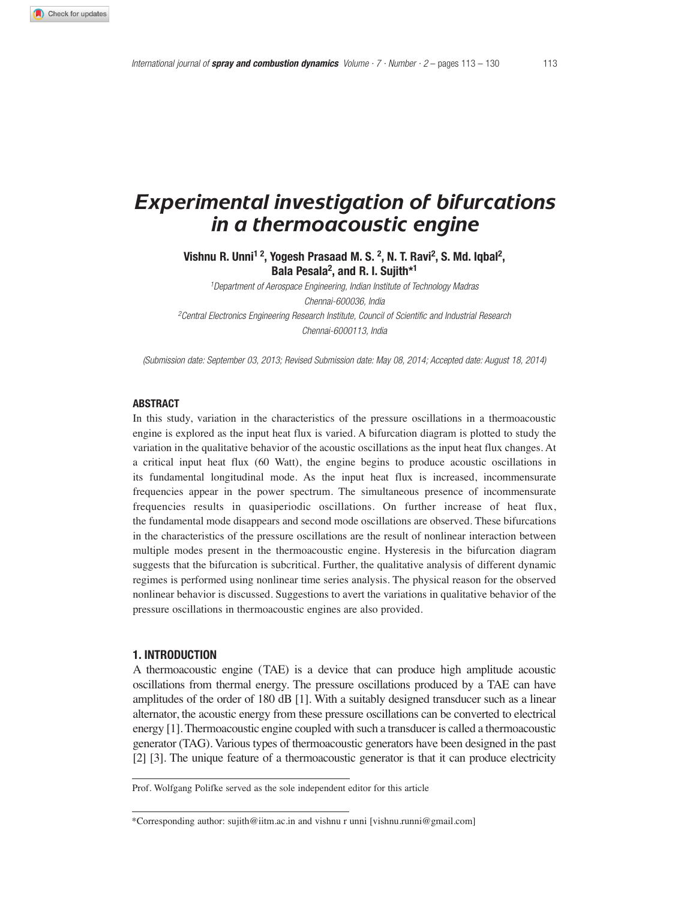# Experimental investigation of bifurcations in a thermoacoustic engine

**Vishnu R. Unni[1 2], Yogesh Prasaad M. S. [2], N. T. Ravi[2], S. Md. Iqbal[2], Bala Pesala[2], and R. I. Sujith*[1]**

*[1]Department of Aerospace Engineering, Indian Institute of Technology Madras*
*Chennai-600036, India*
*[2]Central Electronics Engineering Research Institute, Council of Scientific and Industrial Research*
*Chennai-6000113, India*

*(Submission date: September 03, 2013; Revised Submission date: May 08, 2014; Accepted date: August 18, 2014)*

## ABSTRACT

In this study, variation in the characteristics of the pressure oscillations in a thermoacoustic engine is explored as the input heat flux is varied. A bifurcation diagram is plotted to study the variation in the qualitative behavior of the acoustic oscillations as the input heat flux changes. At a critical input heat flux (60 Watt), the engine begins to produce acoustic oscillations in its fundamental longitudinal mode. As the input heat flux is increased, incommensurate frequencies appear in the power spectrum. The simultaneous presence of incommensurate frequencies results in quasiperiodic oscillations. On further increase of heat flux, the fundamental mode disappears and second mode oscillations are observed. These bifurcations in the characteristics of the pressure oscillations are the result of nonlinear interaction between multiple modes present in the thermoacoustic engine. Hysteresis in the bifurcation diagram suggests that the bifurcation is subcritical. Further, the qualitative analysis of different dynamic regimes is performed using nonlinear time series analysis. The physical reason for the observed nonlinear behavior is discussed. Suggestions to avert the variations in qualitative behavior of the pressure oscillations in thermoacoustic engines are also provided.

## 1. INTRODUCTION

A thermoacoustic engine (TAE) is a device that can produce high amplitude acoustic oscillations from thermal energy. The pressure oscillations produced by a TAE can have amplitudes of the order of 180 dB [1]. With a suitably designed transducer such as a linear alternator, the acoustic energy from these pressure oscillations can be converted to electrical energy [1]. Thermoacoustic engine coupled with such a transducer is called a thermoacoustic generator (TAG). Various types of thermoacoustic generators have been designed in the past [2] [3]. The unique feature of a thermoacoustic generator is that it can produce electricity

Prof. Wolfgang Polifke served as the sole independent editor for this article

*Corresponding author: sujith@iitm.ac.in and vishnu r unni [vishnu.runni@gmail.com]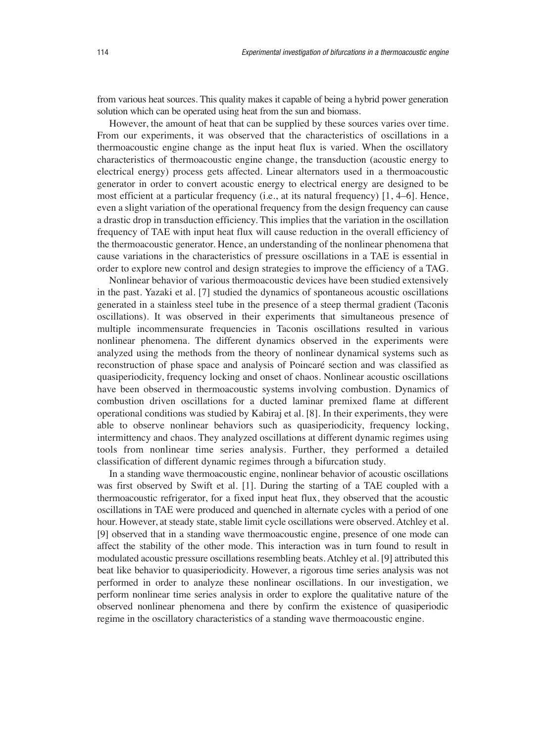from various heat sources. This quality makes it capable of being a hybrid power generation solution which can be operated using heat from the sun and biomass.

However, the amount of heat that can be supplied by these sources varies over time. From our experiments, it was observed that the characteristics of oscillations in a thermoacoustic engine change as the input heat flux is varied. When the oscillatory characteristics of thermoacoustic engine change, the transduction (acoustic energy to electrical energy) process gets affected. Linear alternators used in a thermoacoustic generator in order to convert acoustic energy to electrical energy are designed to be most efficient at a particular frequency (i.e., at its natural frequency) [1, 4–6]. Hence, even a slight variation of the operational frequency from the design frequency can cause a drastic drop in transduction efficiency. This implies that the variation in the oscillation frequency of TAE with input heat flux will cause reduction in the overall efficiency of the thermoacoustic generator. Hence, an understanding of the nonlinear phenomena that cause variations in the characteristics of pressure oscillations in a TAE is essential in order to explore new control and design strategies to improve the efficiency of a TAG.

Nonlinear behavior of various thermoacoustic devices have been studied extensively in the past. Yazaki et al. [7] studied the dynamics of spontaneous acoustic oscillations generated in a stainless steel tube in the presence of a steep thermal gradient (Taconis oscillations). It was observed in their experiments that simultaneous presence of multiple incommensurate frequencies in Taconis oscillations resulted in various nonlinear phenomena. The different dynamics observed in the experiments were analyzed using the methods from the theory of nonlinear dynamical systems such as reconstruction of phase space and analysis of Poincaré section and was classified as quasiperiodicity, frequency locking and onset of chaos. Nonlinear acoustic oscillations have been observed in thermoacoustic systems involving combustion. Dynamics of combustion driven oscillations for a ducted laminar premixed flame at different operational conditions was studied by Kabiraj et al. [8]. In their experiments, they were able to observe nonlinear behaviors such as quasiperiodicity, frequency locking, intermittency and chaos. They analyzed oscillations at different dynamic regimes using tools from nonlinear time series analysis. Further, they performed a detailed classification of different dynamic regimes through a bifurcation study.

In a standing wave thermoacoustic engine, nonlinear behavior of acoustic oscillations was first observed by Swift et al. [1]. During the starting of a TAE coupled with a thermoacoustic refrigerator, for a fixed input heat flux, they observed that the acoustic oscillations in TAE were produced and quenched in alternate cycles with a period of one hour. However, at steady state, stable limit cycle oscillations were observed. Atchley et al. [9] observed that in a standing wave thermoacoustic engine, presence of one mode can affect the stability of the other mode. This interaction was in turn found to result in modulated acoustic pressure oscillations resembling beats. Atchley et al. [9] attributed this beat like behavior to quasiperiodicity. However, a rigorous time series analysis was not performed in order to analyze these nonlinear oscillations. In our investigation, we perform nonlinear time series analysis in order to explore the qualitative nature of the observed nonlinear phenomena and there by confirm the existence of quasiperiodic regime in the oscillatory characteristics of a standing wave thermoacoustic engine.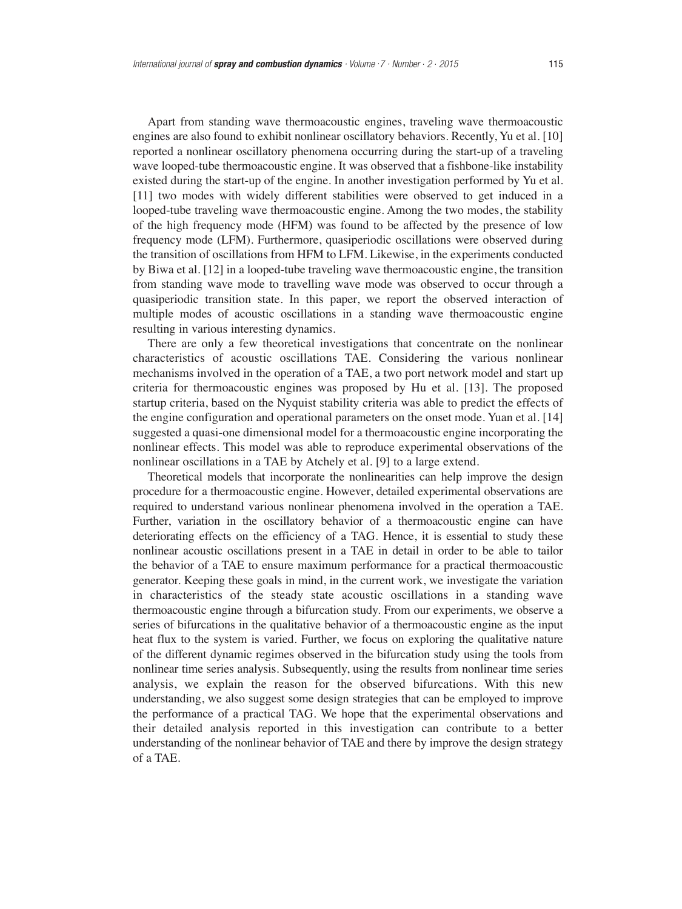Apart from standing wave thermoacoustic engines, traveling wave thermoacoustic engines are also found to exhibit nonlinear oscillatory behaviors. Recently, Yu et al. [10] reported a nonlinear oscillatory phenomena occurring during the start-up of a traveling wave looped-tube thermoacoustic engine. It was observed that a fishbone-like instability existed during the start-up of the engine. In another investigation performed by Yu et al. [11] two modes with widely different stabilities were observed to get induced in a looped-tube traveling wave thermoacoustic engine. Among the two modes, the stability of the high frequency mode (HFM) was found to be affected by the presence of low frequency mode (LFM). Furthermore, quasiperiodic oscillations were observed during the transition of oscillations from HFM to LFM. Likewise, in the experiments conducted by Biwa et al. [12] in a looped-tube traveling wave thermoacoustic engine, the transition from standing wave mode to travelling wave mode was observed to occur through a quasiperiodic transition state. In this paper, we report the observed interaction of multiple modes of acoustic oscillations in a standing wave thermoacoustic engine resulting in various interesting dynamics.

There are only a few theoretical investigations that concentrate on the nonlinear characteristics of acoustic oscillations TAE. Considering the various nonlinear mechanisms involved in the operation of a TAE, a two port network model and start up criteria for thermoacoustic engines was proposed by Hu et al. [13]. The proposed startup criteria, based on the Nyquist stability criteria was able to predict the effects of the engine configuration and operational parameters on the onset mode. Yuan et al. [14] suggested a quasi-one dimensional model for a thermoacoustic engine incorporating the nonlinear effects. This model was able to reproduce experimental observations of the nonlinear oscillations in a TAE by Atchely et al. [9] to a large extend.

Theoretical models that incorporate the nonlinearities can help improve the design procedure for a thermoacoustic engine. However, detailed experimental observations are required to understand various nonlinear phenomena involved in the operation a TAE. Further, variation in the oscillatory behavior of a thermoacoustic engine can have deteriorating effects on the efficiency of a TAG. Hence, it is essential to study these nonlinear acoustic oscillations present in a TAE in detail in order to be able to tailor the behavior of a TAE to ensure maximum performance for a practical thermoacoustic generator. Keeping these goals in mind, in the current work, we investigate the variation in characteristics of the steady state acoustic oscillations in a standing wave thermoacoustic engine through a bifurcation study. From our experiments, we observe a series of bifurcations in the qualitative behavior of a thermoacoustic engine as the input heat flux to the system is varied. Further, we focus on exploring the qualitative nature of the different dynamic regimes observed in the bifurcation study using the tools from nonlinear time series analysis. Subsequently, using the results from nonlinear time series analysis, we explain the reason for the observed bifurcations. With this new understanding, we also suggest some design strategies that can be employed to improve the performance of a practical TAG. We hope that the experimental observations and their detailed analysis reported in this investigation can contribute to a better understanding of the nonlinear behavior of TAE and there by improve the design strategy of a TAE.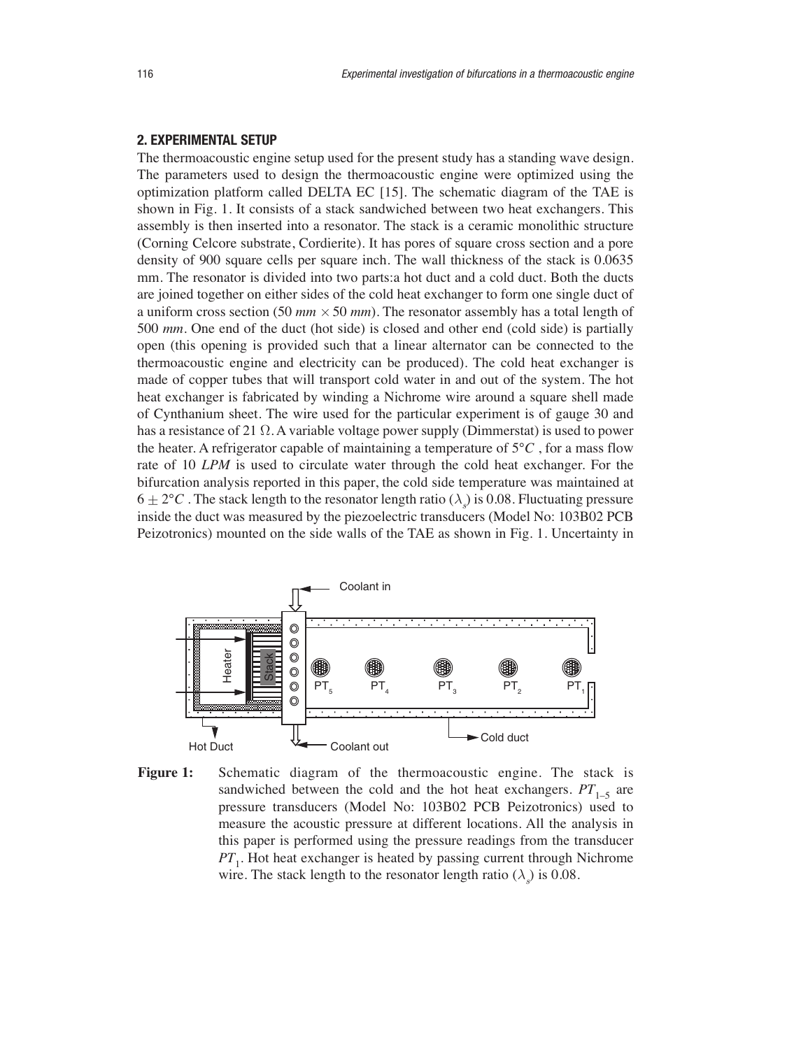## 2. EXPERIMENTAL SETUP

The thermoacoustic engine setup used for the present study has a standing wave design. The parameters used to design the thermoacoustic engine were optimized using the optimization platform called DELTA EC [15]. The schematic diagram of the TAE is shown in Fig. 1. It consists of a stack sandwiched between two heat exchangers. This assembly is then inserted into a resonator. The stack is a ceramic monolithic structure (Corning Celcore substrate, Cordierite). It has pores of square cross section and a pore density of 900 square cells per square inch. The wall thickness of the stack is 0.0635 mm. The resonator is divided into two parts:a hot duct and a cold duct. Both the ducts are joined together on either sides of the cold heat exchanger to form one single duct of a uniform cross section (50 $mm \times 50$ $mm$). The resonator assembly has a total length of 500 $mm$. One end of the duct (hot side) is closed and other end (cold side) is partially open (this opening is provided such that a linear alternator can be connected to the thermoacoustic engine and electricity can be produced). The cold heat exchanger is made of copper tubes that will transport cold water in and out of the system. The hot heat exchanger is fabricated by winding a Nichrome wire around a square shell made of Cynthanium sheet. The wire used for the particular experiment is of gauge 30 and has a resistance of 21 $\Omega$. A variable voltage power supply (Dimmerstat) is used to power the heater. A refrigerator capable of maintaining a temperature of $5°C$ , for a mass flow rate of 10 *LPM* is used to circulate water through the cold heat exchanger. For the bifurcation analysis reported in this paper, the cold side temperature was maintained at $6 \pm 2°C$ . The stack length to the resonator length ratio ($\lambda_s$) is 0.08. Fluctuating pressure inside the duct was measured by the piezoelectric transducers (Model No: 103B02 PCB Peizotronics) mounted on the side walls of the TAE as shown in Fig. 1. Uncertainty in

**Figure 1:** Schematic diagram of the thermoacoustic engine. The stack is sandwiched between the cold and the hot heat exchangers. $PT_{1-5}$ are pressure transducers (Model No: 103B02 PCB Peizotronics) used to measure the acoustic pressure at different locations. All the analysis in this paper is performed using the pressure readings from the transducer $PT_1$. Hot heat exchanger is heated by passing current through Nichrome wire. The stack length to the resonator length ratio ($\lambda_s$) is 0.08.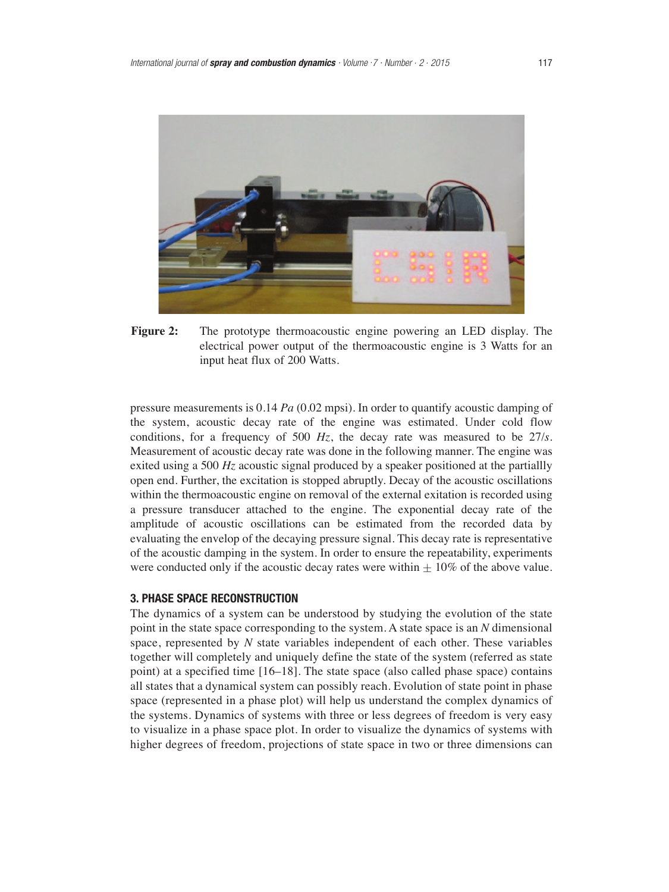**Figure 2:** The prototype thermoacoustic engine powering an LED display. The electrical power output of the thermoacoustic engine is 3 Watts for an input heat flux of 200 Watts.

pressure measurements is 0.14 *Pa* (0.02 mpsi). In order to quantify acoustic damping of the system, acoustic decay rate of the engine was estimated. Under cold flow conditions, for a frequency of 500 *Hz*, the decay rate was measured to be 27/*s*. Measurement of acoustic decay rate was done in the following manner. The engine was exited using a 500 *Hz* acoustic signal produced by a speaker positioned at the partiallly open end. Further, the excitation is stopped abruptly. Decay of the acoustic oscillations within the thermoacoustic engine on removal of the external exitation is recorded using a pressure transducer attached to the engine. The exponential decay rate of the amplitude of acoustic oscillations can be estimated from the recorded data by evaluating the envelop of the decaying pressure signal. This decay rate is representative of the acoustic damping in the system. In order to ensure the repeatability, experiments were conducted only if the acoustic decay rates were within $\pm$ 10% of the above value.

### 3. PHASE SPACE RECONSTRUCTION

The dynamics of a system can be understood by studying the evolution of the state point in the state space corresponding to the system. A state space is an *N* dimensional space, represented by *N* state variables independent of each other. These variables together will completely and uniquely define the state of the system (referred as state point) at a specified time [16–18]. The state space (also called phase space) contains all states that a dynamical system can possibly reach. Evolution of state point in phase space (represented in a phase plot) will help us understand the complex dynamics of the systems. Dynamics of systems with three or less degrees of freedom is very easy to visualize in a phase space plot. In order to visualize the dynamics of systems with higher degrees of freedom, projections of state space in two or three dimensions can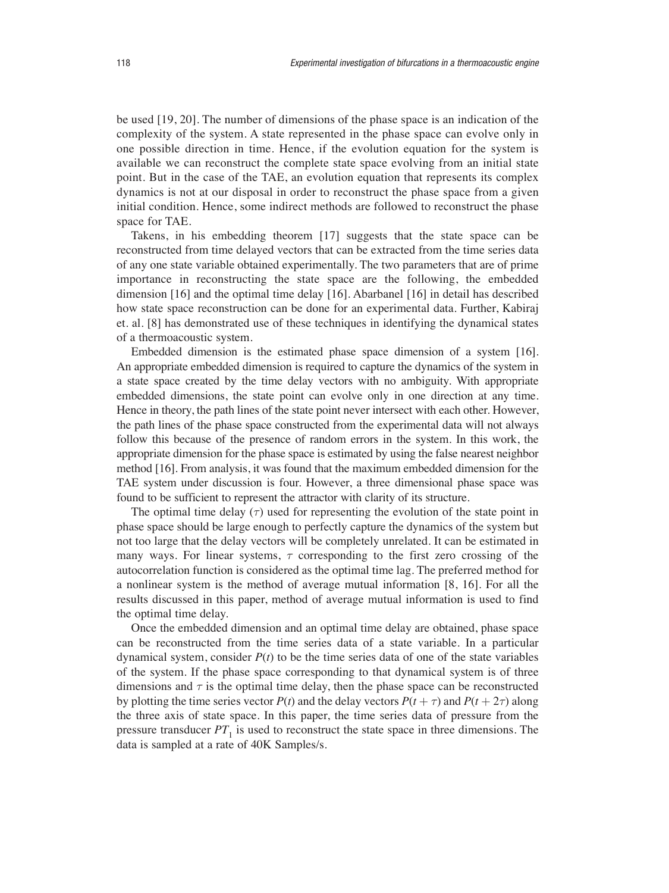be used [19, 20]. The number of dimensions of the phase space is an indication of the complexity of the system. A state represented in the phase space can evolve only in one possible direction in time. Hence, if the evolution equation for the system is available we can reconstruct the complete state space evolving from an initial state point. But in the case of the TAE, an evolution equation that represents its complex dynamics is not at our disposal in order to reconstruct the phase space from a given initial condition. Hence, some indirect methods are followed to reconstruct the phase space for TAE.

Takens, in his embedding theorem [17] suggests that the state space can be reconstructed from time delayed vectors that can be extracted from the time series data of any one state variable obtained experimentally. The two parameters that are of prime importance in reconstructing the state space are the following, the embedded dimension [16] and the optimal time delay [16]. Abarbanel [16] in detail has described how state space reconstruction can be done for an experimental data. Further, Kabiraj et. al. [8] has demonstrated use of these techniques in identifying the dynamical states of a thermoacoustic system.

Embedded dimension is the estimated phase space dimension of a system [16]. An appropriate embedded dimension is required to capture the dynamics of the system in a state space created by the time delay vectors with no ambiguity. With appropriate embedded dimensions, the state point can evolve only in one direction at any time. Hence in theory, the path lines of the state point never intersect with each other. However, the path lines of the phase space constructed from the experimental data will not always follow this because of the presence of random errors in the system. In this work, the appropriate dimension for the phase space is estimated by using the false nearest neighbor method [16]. From analysis, it was found that the maximum embedded dimension for the TAE system under discussion is four. However, a three dimensional phase space was found to be sufficient to represent the attractor with clarity of its structure.

The optimal time delay ($\tau$) used for representing the evolution of the state point in phase space should be large enough to perfectly capture the dynamics of the system but not too large that the delay vectors will be completely unrelated. It can be estimated in many ways. For linear systems, $\tau$ corresponding to the first zero crossing of the autocorrelation function is considered as the optimal time lag. The preferred method for a nonlinear system is the method of average mutual information [8, 16]. For all the results discussed in this paper, method of average mutual information is used to find the optimal time delay.

Once the embedded dimension and an optimal time delay are obtained, phase space can be reconstructed from the time series data of a state variable. In a particular dynamical system, consider $P(t)$ to be the time series data of one of the state variables of the system. If the phase space corresponding to that dynamical system is of three dimensions and $\tau$ is the optimal time delay, then the phase space can be reconstructed by plotting the time series vector $P(t)$ and the delay vectors $P(t + \tau)$ and $P(t + 2\tau)$ along the three axis of state space. In this paper, the time series data of pressure from the pressure transducer $PT_1$ is used to reconstruct the state space in three dimensions. The data is sampled at a rate of 40K Samples/s.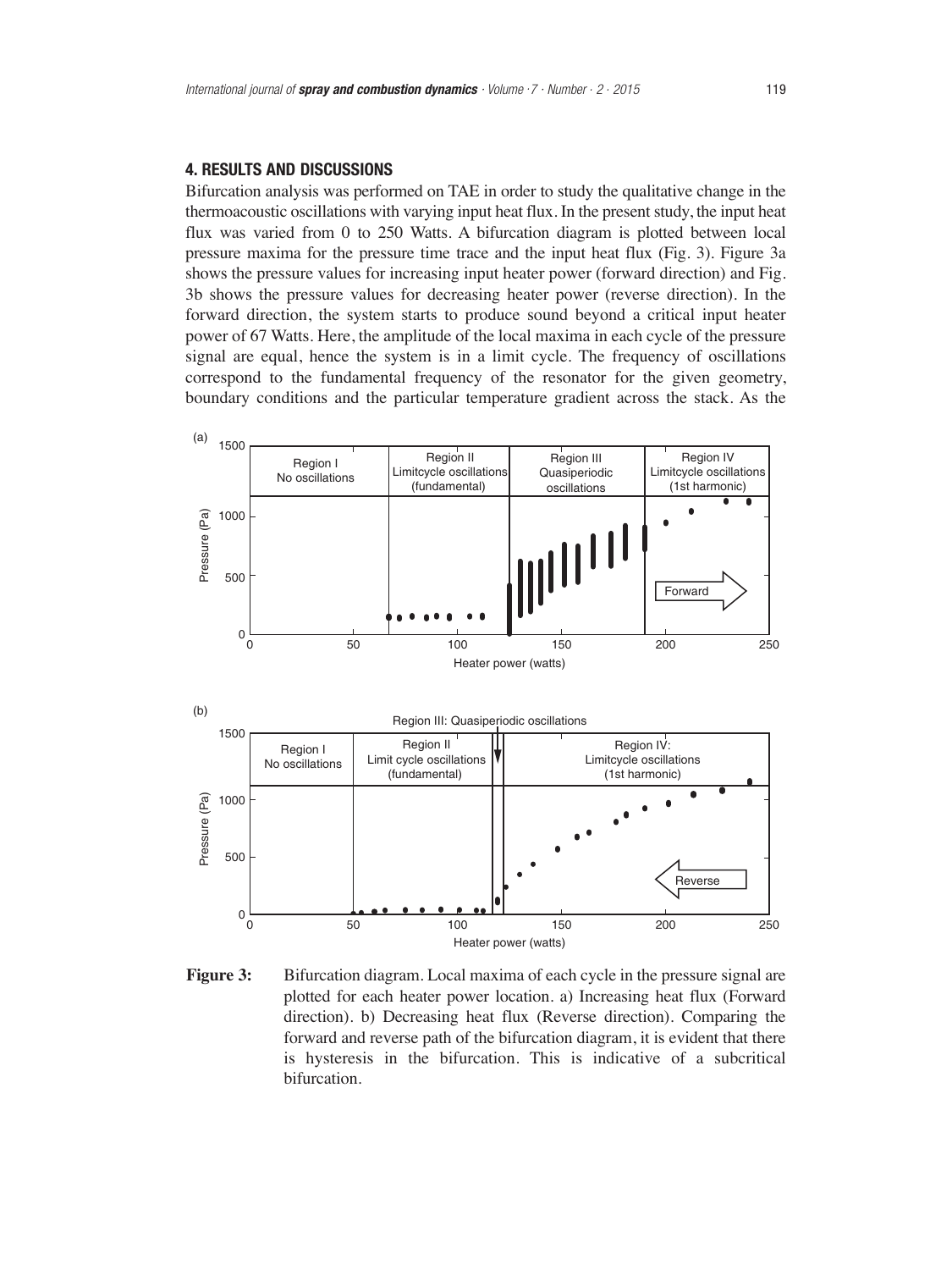## 4. RESULTS AND DISCUSSIONS

Bifurcation analysis was performed on TAE in order to study the qualitative change in the thermoacoustic oscillations with varying input heat flux. In the present study, the input heat flux was varied from 0 to 250 Watts. A bifurcation diagram is plotted between local pressure maxima for the pressure time trace and the input heat flux (Fig. 3). Figure 3a shows the pressure values for increasing input heater power (forward direction) and Fig. 3b shows the pressure values for decreasing heater power (reverse direction). In the forward direction, the system starts to produce sound beyond a critical input heater power of 67 Watts. Here, the amplitude of the local maxima in each cycle of the pressure signal are equal, hence the system is in a limit cycle. The frequency of oscillations correspond to the fundamental frequency of the resonator for the given geometry, boundary conditions and the particular temperature gradient across the stack. As the

**Figure 3:** Bifurcation diagram. Local maxima of each cycle in the pressure signal are plotted for each heater power location. a) Increasing heat flux (Forward direction). b) Decreasing heat flux (Reverse direction). Comparing the forward and reverse path of the bifurcation diagram, it is evident that there is hysteresis in the bifurcation. This is indicative of a subcritical bifurcation.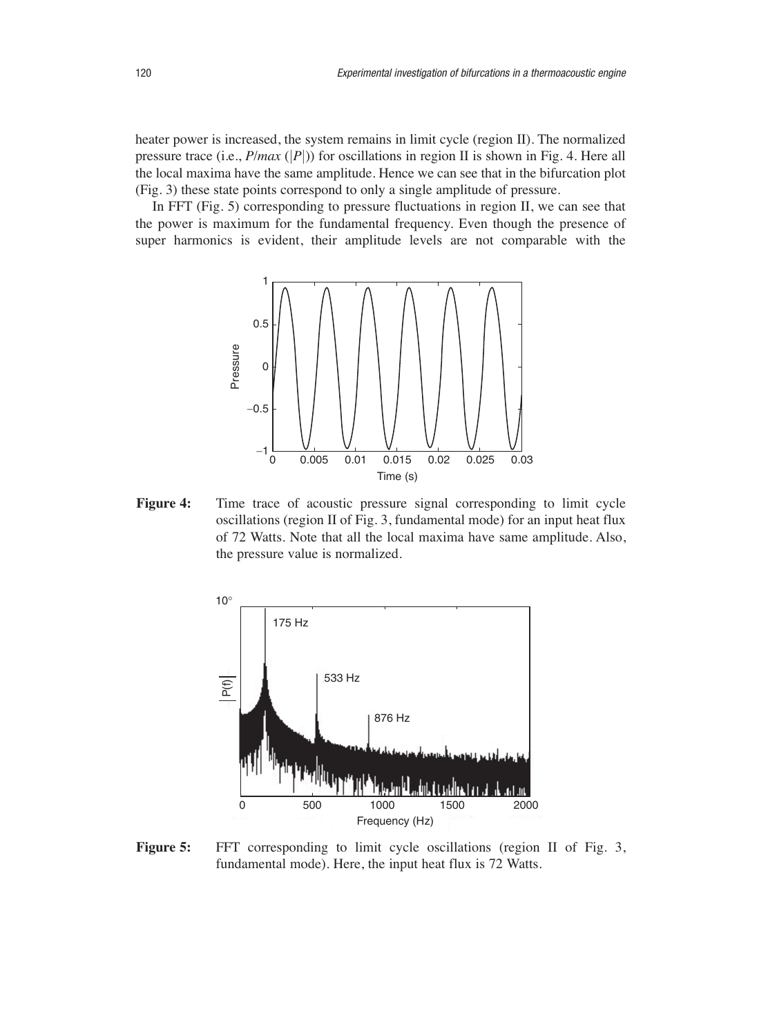heater power is increased, the system remains in limit cycle (region II). The normalized pressure trace (i.e., $P/max(|P|)$) for oscillations in region II is shown in Fig. 4. Here all the local maxima have the same amplitude. Hence we can see that in the bifurcation plot (Fig. 3) these state points correspond to only a single amplitude of pressure.

In FFT (Fig. 5) corresponding to pressure fluctuations in region II, we can see that the power is maximum for the fundamental frequency. Even though the presence of super harmonics is evident, their amplitude levels are not comparable with the

**Figure 4:** Time trace of acoustic pressure signal corresponding to limit cycle oscillations (region II of Fig. 3, fundamental mode) for an input heat flux of 72 Watts. Note that all the local maxima have same amplitude. Also, the pressure value is normalized.

**Figure 5:** FFT corresponding to limit cycle oscillations (region II of Fig. 3, fundamental mode). Here, the input heat flux is 72 Watts.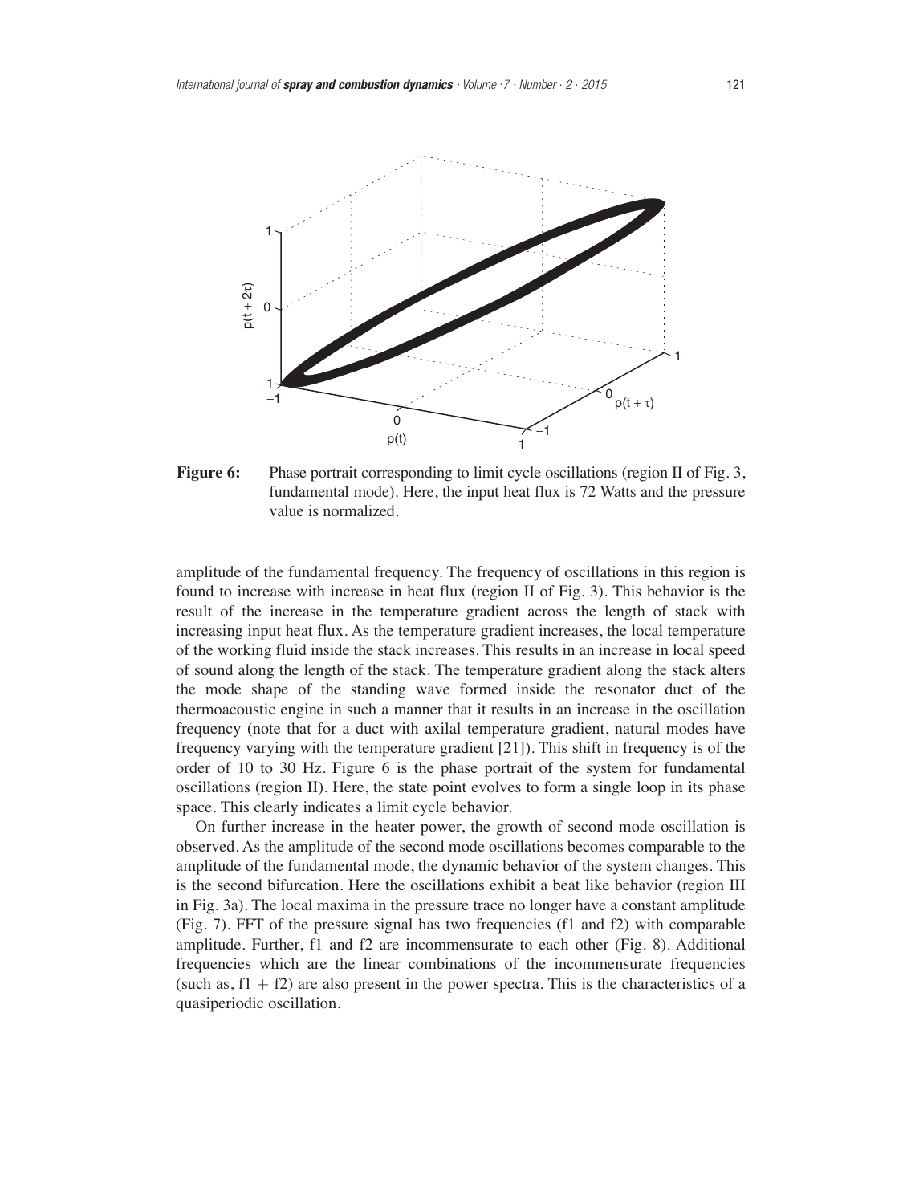**Figure 6:** Phase portrait corresponding to limit cycle oscillations (region II of Fig. 3, fundamental mode). Here, the input heat flux is 72 Watts and the pressure value is normalized.

amplitude of the fundamental frequency. The frequency of oscillations in this region is found to increase with increase in heat flux (region II of Fig. 3). This behavior is the result of the increase in the temperature gradient across the length of stack with increasing input heat flux. As the temperature gradient increases, the local temperature of the working fluid inside the stack increases. This results in an increase in local speed of sound along the length of the stack. The temperature gradient along the stack alters the mode shape of the standing wave formed inside the resonator duct of the thermoacoustic engine in such a manner that it results in an increase in the oscillation frequency (note that for a duct with axilal temperature gradient, natural modes have frequency varying with the temperature gradient [21]). This shift in frequency is of the order of 10 to 30 Hz. Figure 6 is the phase portrait of the system for fundamental oscillations (region II). Here, the state point evolves to form a single loop in its phase space. This clearly indicates a limit cycle behavior.

On further increase in the heater power, the growth of second mode oscillation is observed. As the amplitude of the second mode oscillations becomes comparable to the amplitude of the fundamental mode, the dynamic behavior of the system changes. This is the second bifurcation. Here the oscillations exhibit a beat like behavior (region III in Fig. 3a). The local maxima in the pressure trace no longer have a constant amplitude (Fig. 7). FFT of the pressure signal has two frequencies (f1 and f2) with comparable amplitude. Further, f1 and f2 are incommensurate to each other (Fig. 8). Additional frequencies which are the linear combinations of the incommensurate frequencies (such as, f1 + f2) are also present in the power spectra. This is the characteristics of a quasiperiodic oscillation.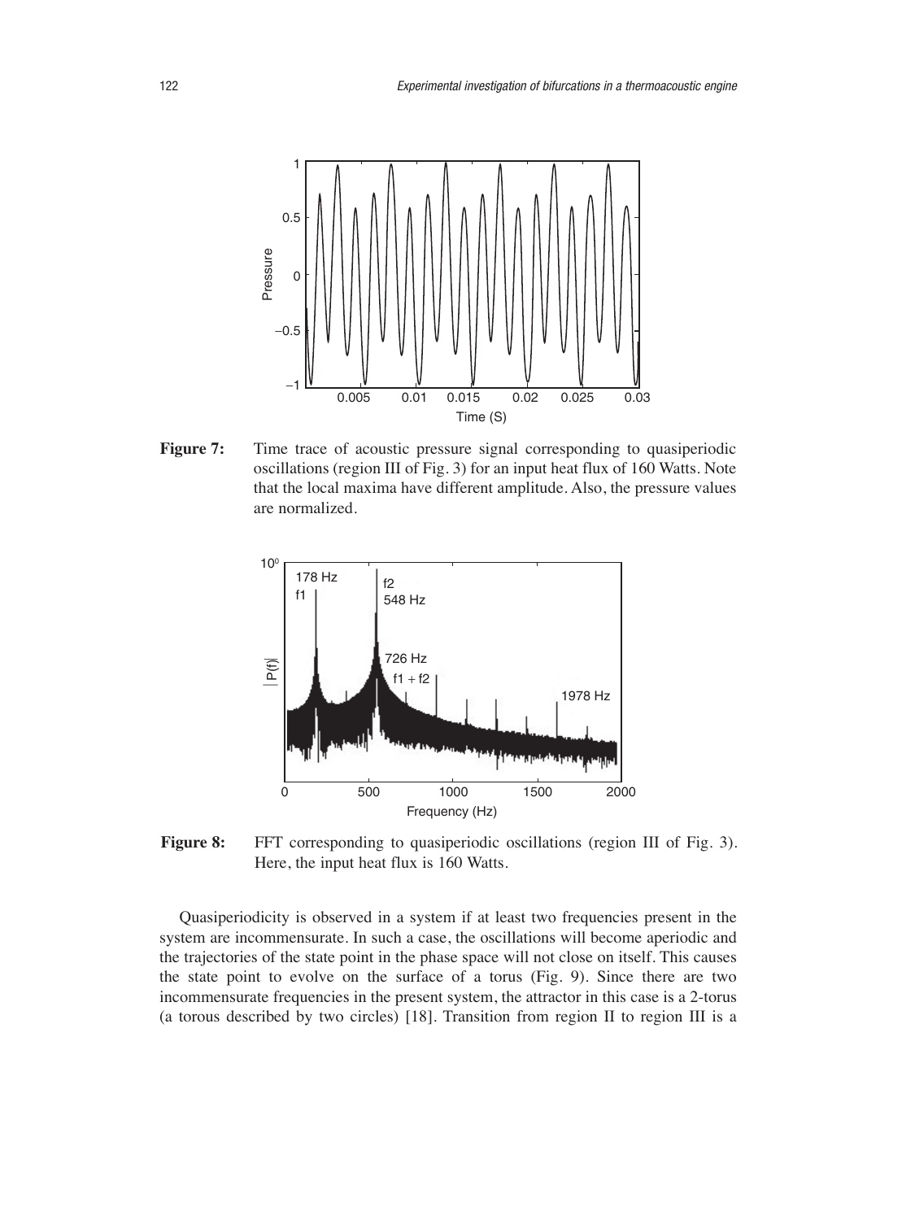**Figure 7:** Time trace of acoustic pressure signal corresponding to quasiperiodic oscillations (region III of Fig. 3) for an input heat flux of 160 Watts. Note that the local maxima have different amplitude. Also, the pressure values are normalized.

**Figure 8:** FFT corresponding to quasiperiodic oscillations (region III of Fig. 3). Here, the input heat flux is 160 Watts.

Quasiperiodicity is observed in a system if at least two frequencies present in the system are incommensurate. In such a case, the oscillations will become aperiodic and the trajectories of the state point in the phase space will not close on itself. This causes the state point to evolve on the surface of a torus (Fig. 9). Since there are two incommensurate frequencies in the present system, the attractor in this case is a 2-torus (a torous described by two circles) [18]. Transition from region II to region III is a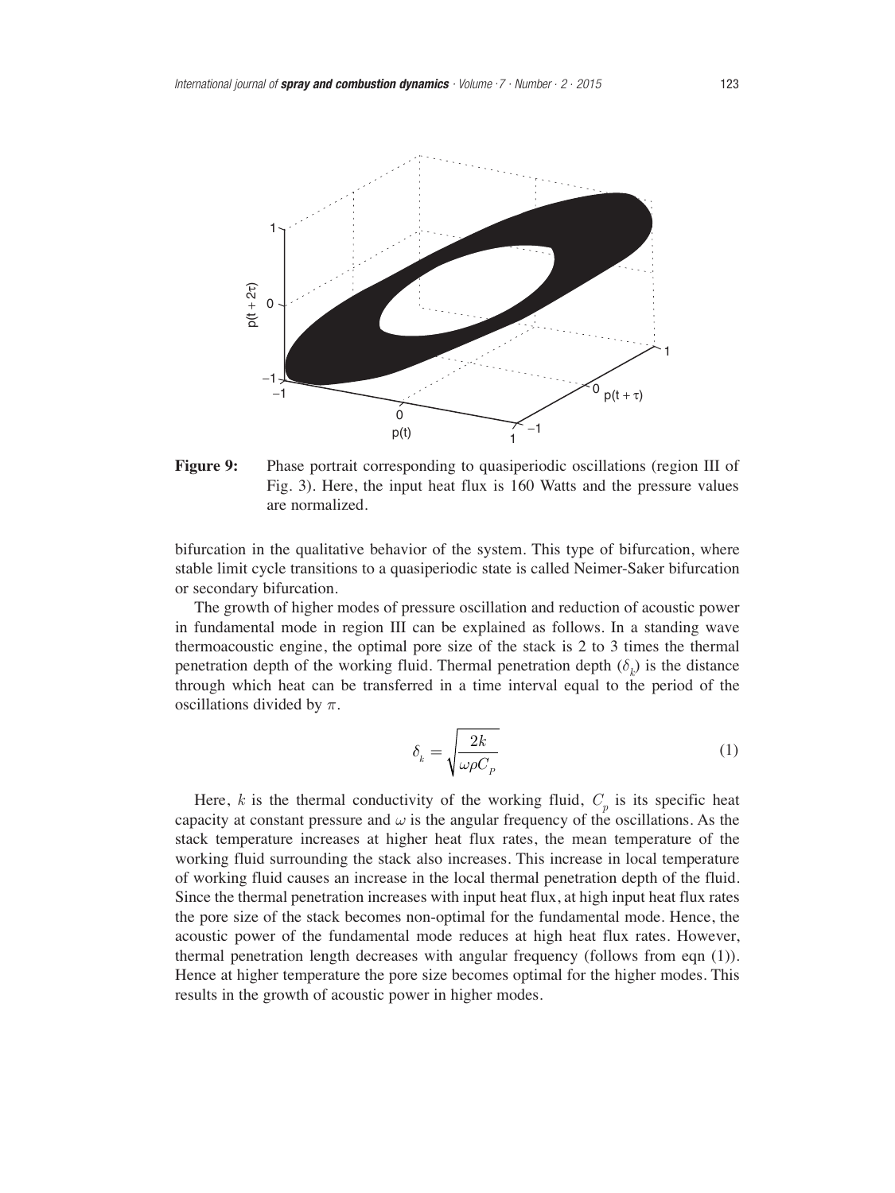**Figure 9:** Phase portrait corresponding to quasiperiodic oscillations (region III of Fig. 3). Here, the input heat flux is 160 Watts and the pressure values are normalized.

bifurcation in the qualitative behavior of the system. This type of bifurcation, where stable limit cycle transitions to a quasiperiodic state is called Neimer-Saker bifurcation or secondary bifurcation.

The growth of higher modes of pressure oscillation and reduction of acoustic power in fundamental mode in region III can be explained as follows. In a standing wave thermoacoustic engine, the optimal pore size of the stack is 2 to 3 times the thermal penetration depth of the working fluid. Thermal penetration depth ($\delta_k$) is the distance through which heat can be transferred in a time interval equal to the period of the oscillations divided by $\pi$.

$$\delta_k = \sqrt{\frac{2k}{\omega \rho C_P}} \tag{1}$$

Here, $k$ is the thermal conductivity of the working fluid, $C_p$ is its specific heat capacity at constant pressure and $\omega$ is the angular frequency of the oscillations. As the stack temperature increases at higher heat flux rates, the mean temperature of the working fluid surrounding the stack also increases. This increase in local temperature of working fluid causes an increase in the local thermal penetration depth of the fluid. Since the thermal penetration increases with input heat flux, at high input heat flux rates the pore size of the stack becomes non-optimal for the fundamental mode. Hence, the acoustic power of the fundamental mode reduces at high heat flux rates. However, thermal penetration length decreases with angular frequency (follows from eqn (1)). Hence at higher temperature the pore size becomes optimal for the higher modes. This results in the growth of acoustic power in higher modes.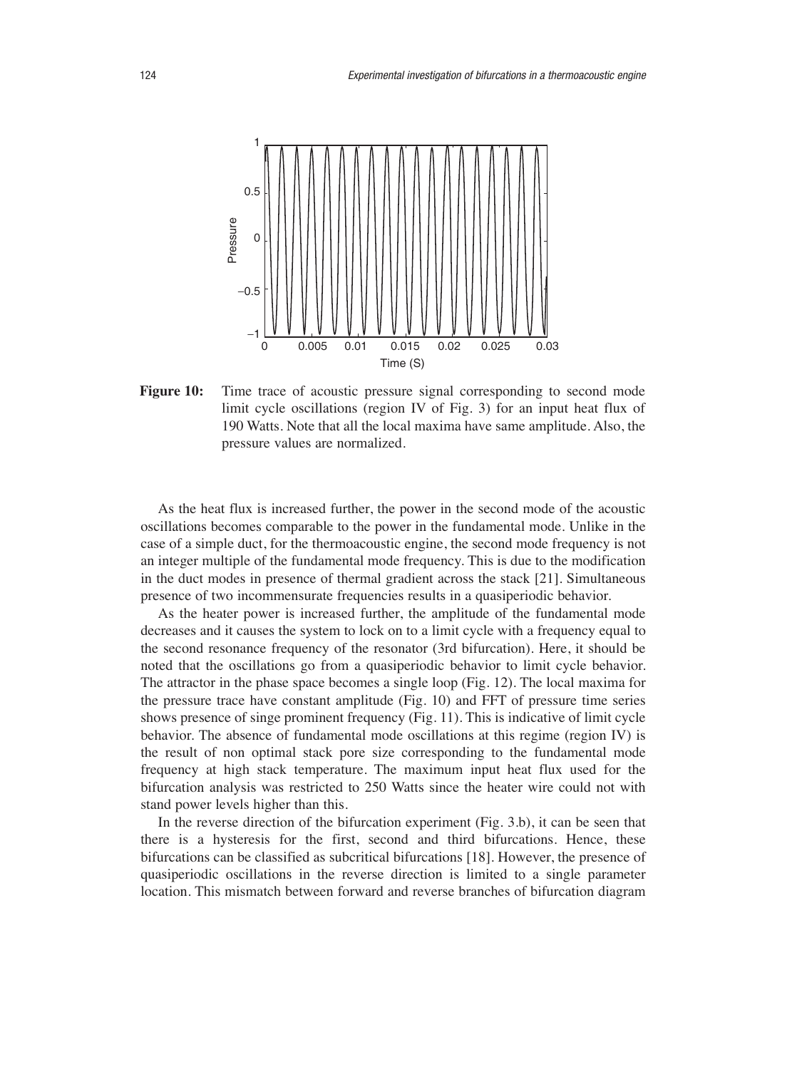**Figure 10:** Time trace of acoustic pressure signal corresponding to second mode limit cycle oscillations (region IV of Fig. 3) for an input heat flux of 190 Watts. Note that all the local maxima have same amplitude. Also, the pressure values are normalized.

As the heat flux is increased further, the power in the second mode of the acoustic oscillations becomes comparable to the power in the fundamental mode. Unlike in the case of a simple duct, for the thermoacoustic engine, the second mode frequency is not an integer multiple of the fundamental mode frequency. This is due to the modification in the duct modes in presence of thermal gradient across the stack [21]. Simultaneous presence of two incommensurate frequencies results in a quasiperiodic behavior.

As the heater power is increased further, the amplitude of the fundamental mode decreases and it causes the system to lock on to a limit cycle with a frequency equal to the second resonance frequency of the resonator (3rd bifurcation). Here, it should be noted that the oscillations go from a quasiperiodic behavior to limit cycle behavior. The attractor in the phase space becomes a single loop (Fig. 12). The local maxima for the pressure trace have constant amplitude (Fig. 10) and FFT of pressure time series shows presence of singe prominent frequency (Fig. 11). This is indicative of limit cycle behavior. The absence of fundamental mode oscillations at this regime (region IV) is the result of non optimal stack pore size corresponding to the fundamental mode frequency at high stack temperature. The maximum input heat flux used for the bifurcation analysis was restricted to 250 Watts since the heater wire could not with stand power levels higher than this.

In the reverse direction of the bifurcation experiment (Fig. 3.b), it can be seen that there is a hysteresis for the first, second and third bifurcations. Hence, these bifurcations can be classified as subcritical bifurcations [18]. However, the presence of quasiperiodic oscillations in the reverse direction is limited to a single parameter location. This mismatch between forward and reverse branches of bifurcation diagram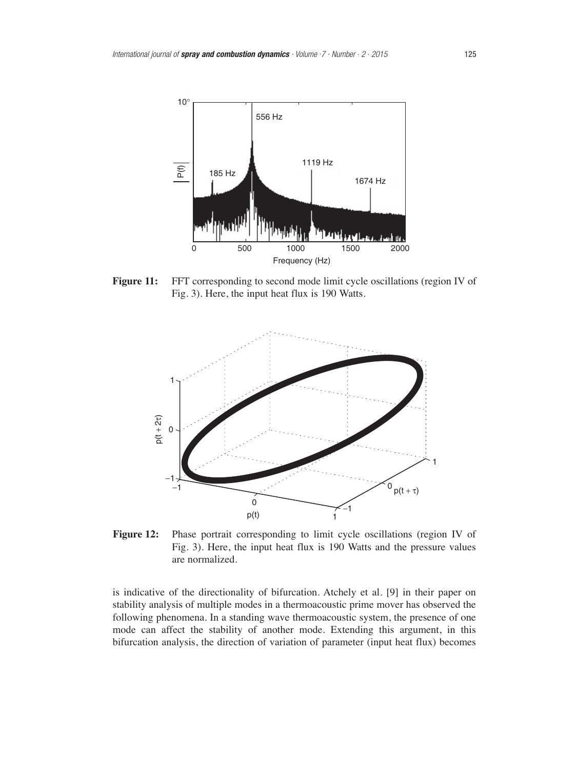**Figure 11:** FFT corresponding to second mode limit cycle oscillations (region IV of Fig. 3). Here, the input heat flux is 190 Watts.

**Figure 12:** Phase portrait corresponding to limit cycle oscillations (region IV of Fig. 3). Here, the input heat flux is 190 Watts and the pressure values are normalized.

is indicative of the directionality of bifurcation. Atchely et al. [9] in their paper on stability analysis of multiple modes in a thermoacoustic prime mover has observed the following phenomena. In a standing wave thermoacoustic system, the presence of one mode can affect the stability of another mode. Extending this argument, in this bifurcation analysis, the direction of variation of parameter (input heat flux) becomes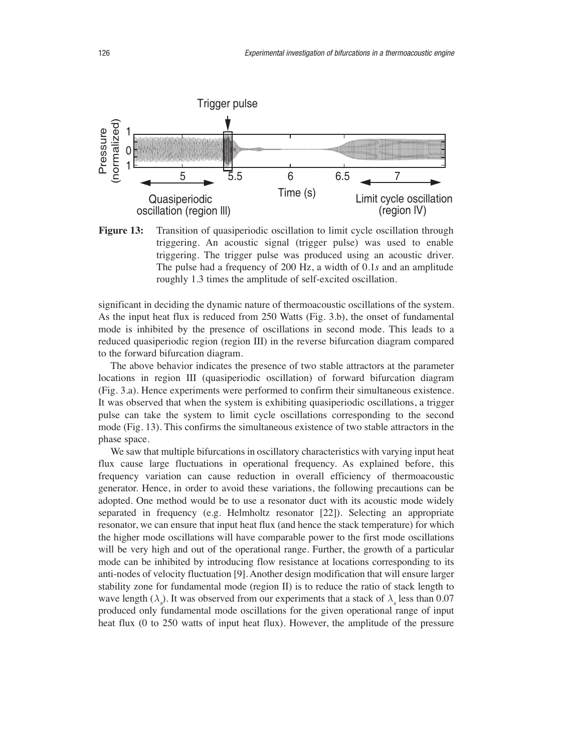**Figure 13:** Transition of quasiperiodic oscillation to limit cycle oscillation through triggering. An acoustic signal (trigger pulse) was used to enable triggering. The trigger pulse was produced using an acoustic driver. The pulse had a frequency of 200 Hz, a width of 0.1*s* and an amplitude roughly 1.3 times the amplitude of self-excited oscillation.

significant in deciding the dynamic nature of thermoacoustic oscillations of the system. As the input heat flux is reduced from 250 Watts (Fig. 3.b), the onset of fundamental mode is inhibited by the presence of oscillations in second mode. This leads to a reduced quasiperiodic region (region III) in the reverse bifurcation diagram compared to the forward bifurcation diagram.

The above behavior indicates the presence of two stable attractors at the parameter locations in region III (quasiperiodic oscillation) of forward bifurcation diagram (Fig. 3.a). Hence experiments were performed to confirm their simultaneous existence. It was observed that when the system is exhibiting quasiperiodic oscillations, a trigger pulse can take the system to limit cycle oscillations corresponding to the second mode (Fig. 13). This confirms the simultaneous existence of two stable attractors in the phase space.

We saw that multiple bifurcations in oscillatory characteristics with varying input heat flux cause large fluctuations in operational frequency. As explained before, this frequency variation can cause reduction in overall efficiency of thermoacoustic generator. Hence, in order to avoid these variations, the following precautions can be adopted. One method would be to use a resonator duct with its acoustic mode widely separated in frequency (e.g. Helmholtz resonator [22]). Selecting an appropriate resonator, we can ensure that input heat flux (and hence the stack temperature) for which the higher mode oscillations will have comparable power to the first mode oscillations will be very high and out of the operational range. Further, the growth of a particular mode can be inhibited by introducing flow resistance at locations corresponding to its anti-nodes of velocity fluctuation [9]. Another design modification that will ensure larger stability zone for fundamental mode (region II) is to reduce the ratio of stack length to wave length ($\lambda_s$). It was observed from our experiments that a stack of $\lambda_s$ less than 0.07 produced only fundamental mode oscillations for the given operational range of input heat flux (0 to 250 watts of input heat flux). However, the amplitude of the pressure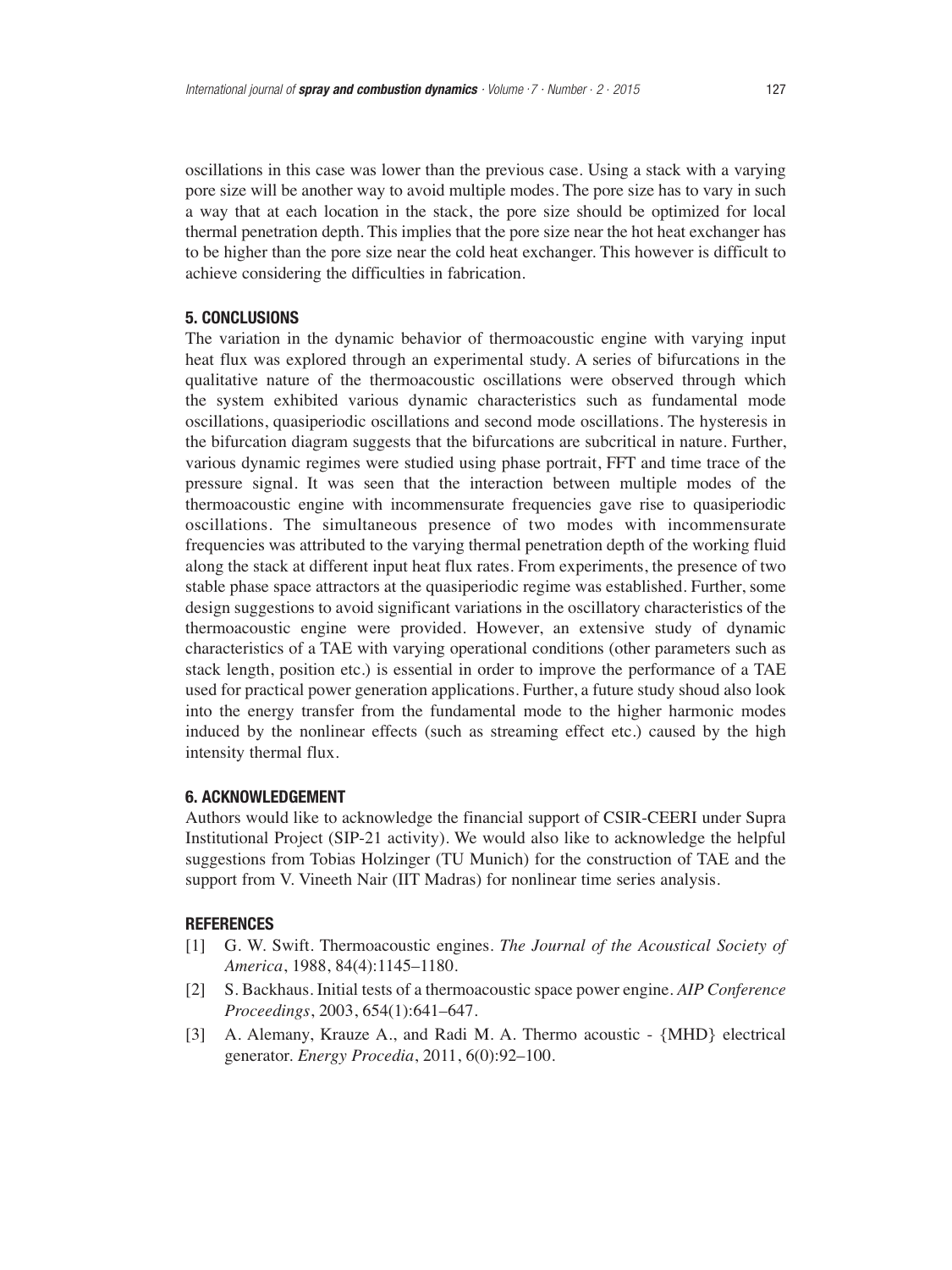oscillations in this case was lower than the previous case. Using a stack with a varying pore size will be another way to avoid multiple modes. The pore size has to vary in such a way that at each location in the stack, the pore size should be optimized for local thermal penetration depth. This implies that the pore size near the hot heat exchanger has to be higher than the pore size near the cold heat exchanger. This however is difficult to achieve considering the difficulties in fabrication.

## 5. CONCLUSIONS

The variation in the dynamic behavior of thermoacoustic engine with varying input heat flux was explored through an experimental study. A series of bifurcations in the qualitative nature of the thermoacoustic oscillations were observed through which the system exhibited various dynamic characteristics such as fundamental mode oscillations, quasiperiodic oscillations and second mode oscillations. The hysteresis in the bifurcation diagram suggests that the bifurcations are subcritical in nature. Further, various dynamic regimes were studied using phase portrait, FFT and time trace of the pressure signal. It was seen that the interaction between multiple modes of the thermoacoustic engine with incommensurate frequencies gave rise to quasiperiodic oscillations. The simultaneous presence of two modes with incommensurate frequencies was attributed to the varying thermal penetration depth of the working fluid along the stack at different input heat flux rates. From experiments, the presence of two stable phase space attractors at the quasiperiodic regime was established. Further, some design suggestions to avoid significant variations in the oscillatory characteristics of the thermoacoustic engine were provided. However, an extensive study of dynamic characteristics of a TAE with varying operational conditions (other parameters such as stack length, position etc.) is essential in order to improve the performance of a TAE used for practical power generation applications. Further, a future study shoud also look into the energy transfer from the fundamental mode to the higher harmonic modes induced by the nonlinear effects (such as streaming effect etc.) caused by the high intensity thermal flux.

## 6. ACKNOWLEDGEMENT

Authors would like to acknowledge the financial support of CSIR-CEERI under Supra Institutional Project (SIP-21 activity). We would also like to acknowledge the helpful suggestions from Tobias Holzinger (TU Munich) for the construction of TAE and the support from V. Vineeth Nair (IIT Madras) for nonlinear time series analysis.

## REFERENCES

[1] G. W. Swift. Thermoacoustic engines. *The Journal of the Acoustical Society of America*, 1988, 84(4):1145–1180.

[2] S. Backhaus. Initial tests of a thermoacoustic space power engine. *AIP Conference Proceedings*, 2003, 654(1):641–647.

[3] A. Alemany, Krauze A., and Radi M. A. Thermo acoustic - {MHD} electrical generator. *Energy Procedia*, 2011, 6(0):92–100.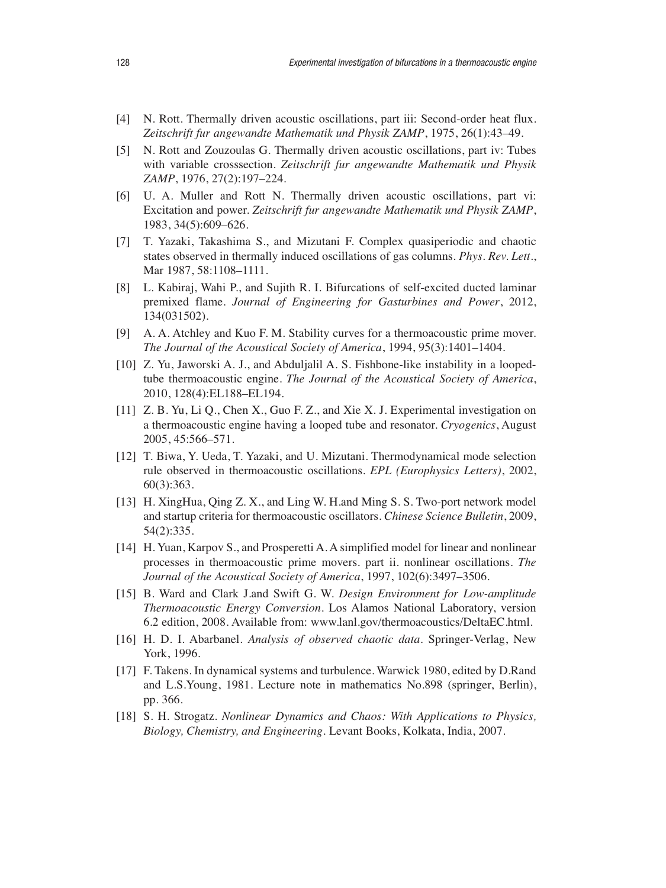[4] N. Rott. Thermally driven acoustic oscillations, part iii: Second-order heat flux. *Zeitschrift fur angewandte Mathematik und Physik ZAMP*, 1975, 26(1):43–49.

[5] N. Rott and Zouzoulas G. Thermally driven acoustic oscillations, part iv: Tubes with variable crosssection. *Zeitschrift fur angewandte Mathematik und Physik ZAMP*, 1976, 27(2):197–224.

[6] U. A. Muller and Rott N. Thermally driven acoustic oscillations, part vi: Excitation and power. *Zeitschrift fur angewandte Mathematik und Physik ZAMP*, 1983, 34(5):609–626.

[7] T. Yazaki, Takashima S., and Mizutani F. Complex quasiperiodic and chaotic states observed in thermally induced oscillations of gas columns. *Phys. Rev. Lett.*, Mar 1987, 58:1108–1111.

[8] L. Kabiraj, Wahi P., and Sujith R. I. Bifurcations of self-excited ducted laminar premixed flame. *Journal of Engineering for Gasturbines and Power*, 2012, 134(031502).

[9] A. A. Atchley and Kuo F. M. Stability curves for a thermoacoustic prime mover. *The Journal of the Acoustical Society of America*, 1994, 95(3):1401–1404.

[10] Z. Yu, Jaworski A. J., and Abduljalil A. S. Fishbone-like instability in a looped-tube thermoacoustic engine. *The Journal of the Acoustical Society of America*, 2010, 128(4):EL188–EL194.

[11] Z. B. Yu, Li Q., Chen X., Guo F. Z., and Xie X. J. Experimental investigation on a thermoacoustic engine having a looped tube and resonator. *Cryogenics*, August 2005, 45:566–571.

[12] T. Biwa, Y. Ueda, T. Yazaki, and U. Mizutani. Thermodynamical mode selection rule observed in thermoacoustic oscillations. *EPL (Europhysics Letters)*, 2002, 60(3):363.

[13] H. XingHua, Qing Z. X., and Ling W. H.and Ming S. S. Two-port network model and startup criteria for thermoacoustic oscillators. *Chinese Science Bulletin*, 2009, 54(2):335.

[14] H. Yuan, Karpov S., and Prosperetti A. A simplified model for linear and nonlinear processes in thermoacoustic prime movers. part ii. nonlinear oscillations. *The Journal of the Acoustical Society of America*, 1997, 102(6):3497–3506.

[15] B. Ward and Clark J.and Swift G. W. *Design Environment for Low-amplitude Thermoacoustic Energy Conversion*. Los Alamos National Laboratory, version 6.2 edition, 2008. Available from: www.lanl.gov/thermoacoustics/DeltaEC.html.

[16] H. D. I. Abarbanel. *Analysis of observed chaotic data*. Springer-Verlag, New York, 1996.

[17] F. Takens. In dynamical systems and turbulence. Warwick 1980, edited by D.Rand and L.S.Young, 1981. Lecture note in mathematics No.898 (springer, Berlin), pp. 366.

[18] S. H. Strogatz. *Nonlinear Dynamics and Chaos: With Applications to Physics, Biology, Chemistry, and Engineering*. Levant Books, Kolkata, India, 2007.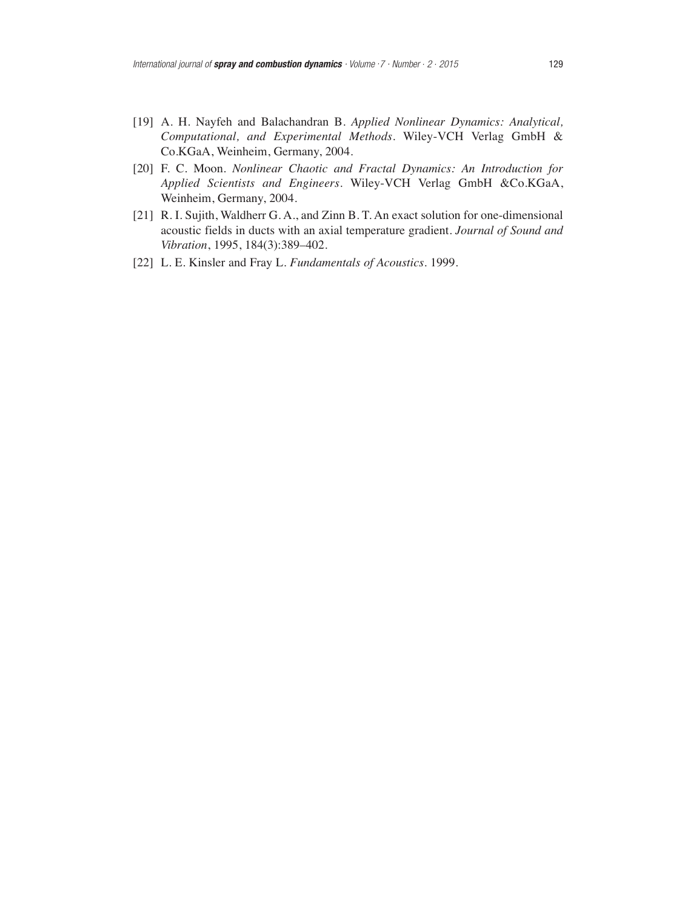[19] A. H. Nayfeh and Balachandran B. *Applied Nonlinear Dynamics: Analytical, Computational, and Experimental Methods*. Wiley-VCH Verlag GmbH & Co.KGaA, Weinheim, Germany, 2004.

[20] F. C. Moon. *Nonlinear Chaotic and Fractal Dynamics: An Introduction for Applied Scientists and Engineers*. Wiley-VCH Verlag GmbH &Co.KGaA, Weinheim, Germany, 2004.

[21] R. I. Sujith, Waldherr G. A., and Zinn B. T. An exact solution for one-dimensional acoustic fields in ducts with an axial temperature gradient. *Journal of Sound and Vibration*, 1995, 184(3):389–402.

[22] L. E. Kinsler and Fray L. *Fundamentals of Acoustics*. 1999.